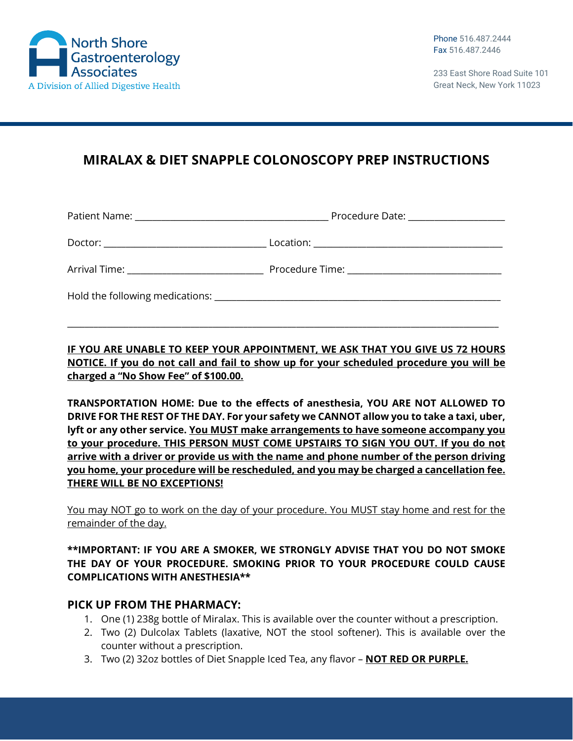North Shore Gastroenterology Associates
A Division of Allied Digestive Health

Phone 516.487.2444
Fax 516.487.2446

233 East Shore Road Suite 101
Great Neck, New York 11023

# MIRALAX & DIET SNAPPLE COLONOSCOPY PREP INSTRUCTIONS

Patient Name: ________________________________________ Procedure Date: ____________________

Doctor: __________________________________ Location: _______________________________________

Arrival Time: ____________________________ Procedure Time: ________________________________

Hold the following medications: ______________________________________________________________

_____________________________________________________________________________________________

**IF YOU ARE UNABLE TO KEEP YOUR APPOINTMENT, WE ASK THAT YOU GIVE US 72 HOURS NOTICE. If you do not call and fail to show up for your scheduled procedure you will be charged a "No Show Fee" of $100.00.**

**TRANSPORTATION HOME: Due to the effects of anesthesia, YOU ARE NOT ALLOWED TO DRIVE FOR THE REST OF THE DAY. For your safety we CANNOT allow you to take a taxi, uber, lyft or any other service. You MUST make arrangements to have someone accompany you to your procedure. THIS PERSON MUST COME UPSTAIRS TO SIGN YOU OUT. If you do not arrive with a driver or provide us with the name and phone number of the person driving you home, your procedure will be rescheduled, and you may be charged a cancellation fee. THERE WILL BE NO EXCEPTIONS!**

You may NOT go to work on the day of your procedure. You MUST stay home and rest for the remainder of the day.

**\*\*IMPORTANT: IF YOU ARE A SMOKER, WE STRONGLY ADVISE THAT YOU DO NOT SMOKE THE DAY OF YOUR PROCEDURE. SMOKING PRIOR TO YOUR PROCEDURE COULD CAUSE COMPLICATIONS WITH ANESTHESIA\*\***

## PICK UP FROM THE PHARMACY:

1. One (1) 238g bottle of Miralax. This is available over the counter without a prescription.
2. Two (2) Dulcolax Tablets (laxative, NOT the stool softener). This is available over the counter without a prescription.
3. Two (2) 32oz bottles of Diet Snapple Iced Tea, any flavor – **NOT RED OR PURPLE.**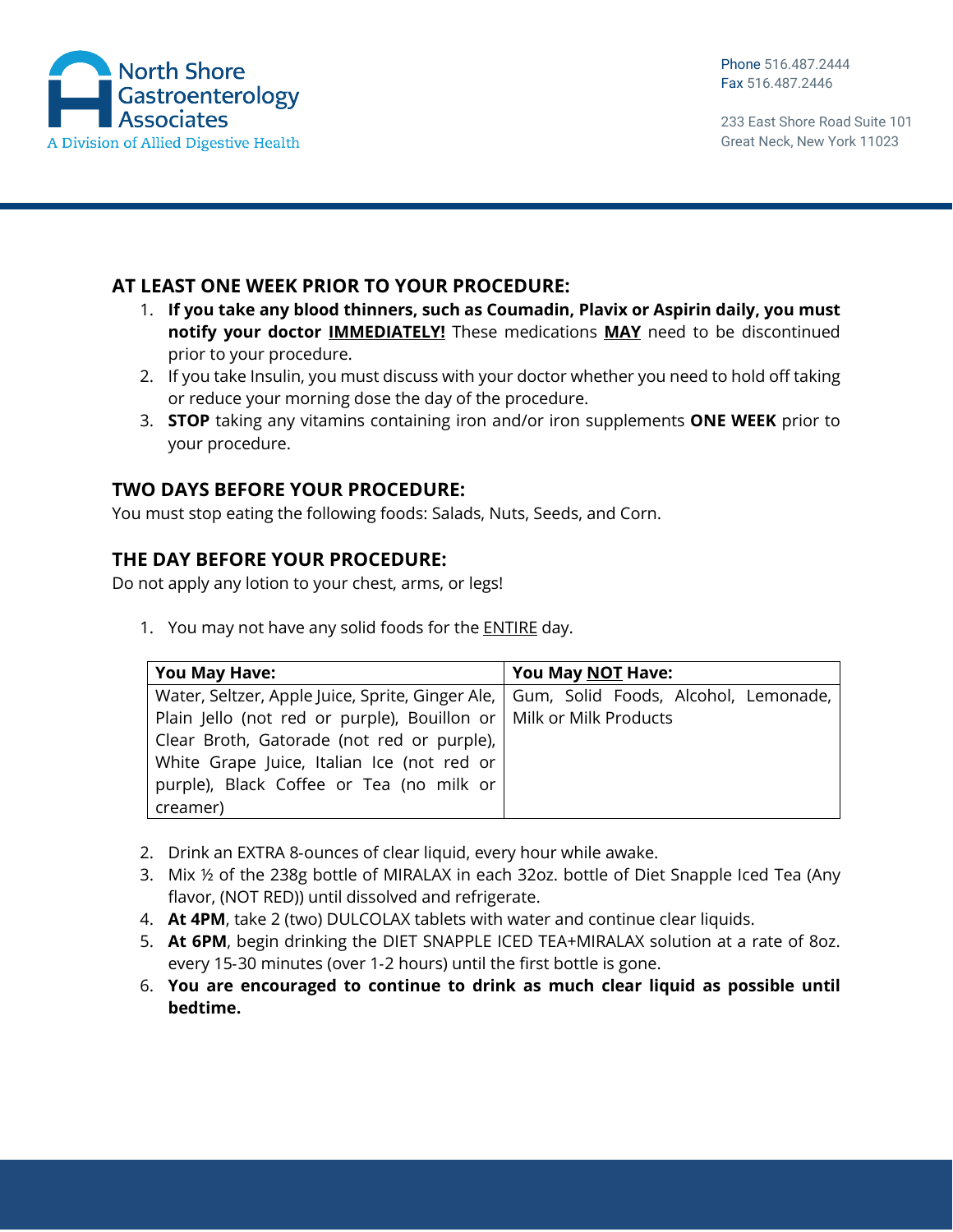## AT LEAST ONE WEEK PRIOR TO YOUR PROCEDURE:

1. **If you take any blood thinners, such as Coumadin, Plavix or Aspirin daily, you must notify your doctor <u>IMMEDIATELY!</u>** These medications **<u>MAY</u>** need to be discontinued prior to your procedure.
2. If you take Insulin, you must discuss with your doctor whether you need to hold off taking or reduce your morning dose the day of the procedure.
3. **STOP** taking any vitamins containing iron and/or iron supplements **ONE WEEK** prior to your procedure.

## TWO DAYS BEFORE YOUR PROCEDURE:

You must stop eating the following foods: Salads, Nuts, Seeds, and Corn.

## THE DAY BEFORE YOUR PROCEDURE:

Do not apply any lotion to your chest, arms, or legs!

1. You may not have any solid foods for the <u>ENTIRE</u> day.

| You May Have: | You May <u>NOT</u> Have: |
| --- | --- |
| Water, Seltzer, Apple Juice, Sprite, Ginger Ale, Plain Jello (not red or purple), Bouillon or Clear Broth, Gatorade (not red or purple), White Grape Juice, Italian Ice (not red or purple), Black Coffee or Tea (no milk or creamer) | Gum, Solid Foods, Alcohol, Lemonade, Milk or Milk Products |

2. Drink an EXTRA 8-ounces of clear liquid, every hour while awake.
3. Mix ½ of the 238g bottle of MIRALAX in each 32oz. bottle of Diet Snapple Iced Tea (Any flavor, (NOT RED)) until dissolved and refrigerate.
4. **At 4PM**, take 2 (two) DULCOLAX tablets with water and continue clear liquids.
5. **At 6PM**, begin drinking the DIET SNAPPLE ICED TEA+MIRALAX solution at a rate of 8oz. every 15-30 minutes (over 1-2 hours) until the first bottle is gone.
6. **You are encouraged to continue to drink as much clear liquid as possible until bedtime.**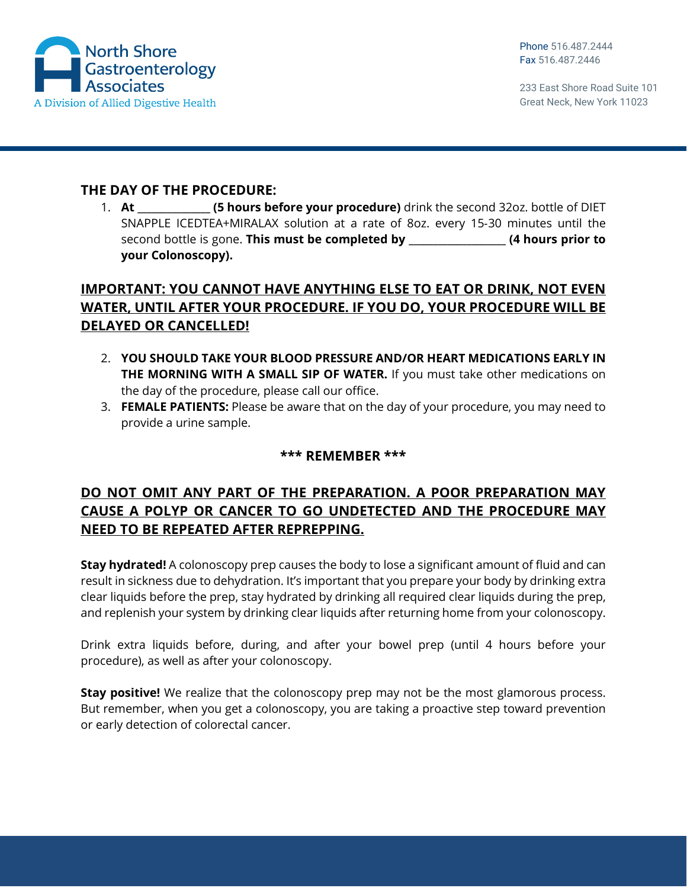## THE DAY OF THE PROCEDURE:

1. **At \_\_\_\_\_\_\_\_\_\_\_\_\_ (5 hours before your procedure)** drink the second 32oz. bottle of DIET SNAPPLE ICEDTEA+MIRALAX solution at a rate of 8oz. every 15-30 minutes until the second bottle is gone. **This must be completed by \_\_\_\_\_\_\_\_\_\_\_\_\_\_\_\_\_\_ (4 hours prior to your Colonoscopy).**

**<u>IMPORTANT: YOU CANNOT HAVE ANYTHING ELSE TO EAT OR DRINK, NOT EVEN WATER, UNTIL AFTER YOUR PROCEDURE. IF YOU DO, YOUR PROCEDURE WILL BE DELAYED OR CANCELLED!</u>**

2. **YOU SHOULD TAKE YOUR BLOOD PRESSURE AND/OR HEART MEDICATIONS EARLY IN THE MORNING WITH A SMALL SIP OF WATER.** If you must take other medications on the day of the procedure, please call our office.
3. **FEMALE PATIENTS:** Please be aware that on the day of your procedure, you may need to provide a urine sample.

**\*\*\* REMEMBER \*\*\***

**<u>DO NOT OMIT ANY PART OF THE PREPARATION. A POOR PREPARATION MAY CAUSE A POLYP OR CANCER TO GO UNDETECTED AND THE PROCEDURE MAY NEED TO BE REPEATED AFTER REPREPPING.</u>**

**Stay hydrated!** A colonoscopy prep causes the body to lose a significant amount of fluid and can result in sickness due to dehydration. It's important that you prepare your body by drinking extra clear liquids before the prep, stay hydrated by drinking all required clear liquids during the prep, and replenish your system by drinking clear liquids after returning home from your colonoscopy.

Drink extra liquids before, during, and after your bowel prep (until 4 hours before your procedure), as well as after your colonoscopy.

**Stay positive!** We realize that the colonoscopy prep may not be the most glamorous process. But remember, when you get a colonoscopy, you are taking a proactive step toward prevention or early detection of colorectal cancer.